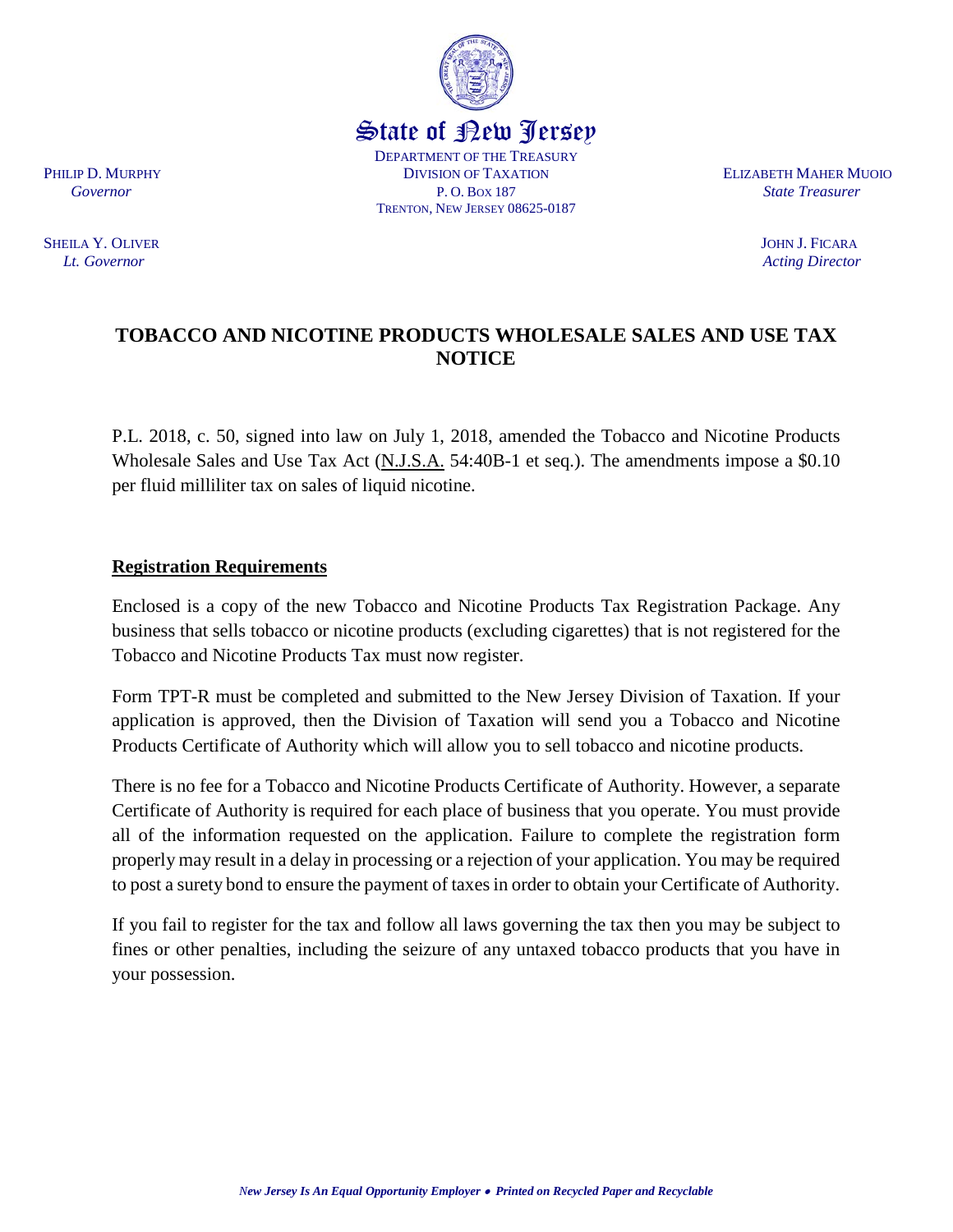# State of New Jersey

DEPARTMENT OF THE TREASURY
DIVISION OF TAXATION
P. O. BOX 187
TRENTON, NEW JERSEY 08625-0187

PHILIP D. MURPHY
*Governor*

SHEILA Y. OLIVER
*Lt. Governor*

ELIZABETH MAHER MUOIO
*State Treasurer*

JOHN J. FICARA
*Acting Director*

## TOBACCO AND NICOTINE PRODUCTS WHOLESALE SALES AND USE TAX NOTICE

P.L. 2018, c. 50, signed into law on July 1, 2018, amended the Tobacco and Nicotine Products Wholesale Sales and Use Tax Act (N.J.S.A. 54:40B-1 et seq.). The amendments impose a $0.10 per fluid milliliter tax on sales of liquid nicotine.

### Registration Requirements

Enclosed is a copy of the new Tobacco and Nicotine Products Tax Registration Package. Any business that sells tobacco or nicotine products (excluding cigarettes) that is not registered for the Tobacco and Nicotine Products Tax must now register.

Form TPT-R must be completed and submitted to the New Jersey Division of Taxation. If your application is approved, then the Division of Taxation will send you a Tobacco and Nicotine Products Certificate of Authority which will allow you to sell tobacco and nicotine products.

There is no fee for a Tobacco and Nicotine Products Certificate of Authority. However, a separate Certificate of Authority is required for each place of business that you operate. You must provide all of the information requested on the application. Failure to complete the registration form properly may result in a delay in processing or a rejection of your application. You may be required to post a surety bond to ensure the payment of taxes in order to obtain your Certificate of Authority.

If you fail to register for the tax and follow all laws governing the tax then you may be subject to fines or other penalties, including the seizure of any untaxed tobacco products that you have in your possession.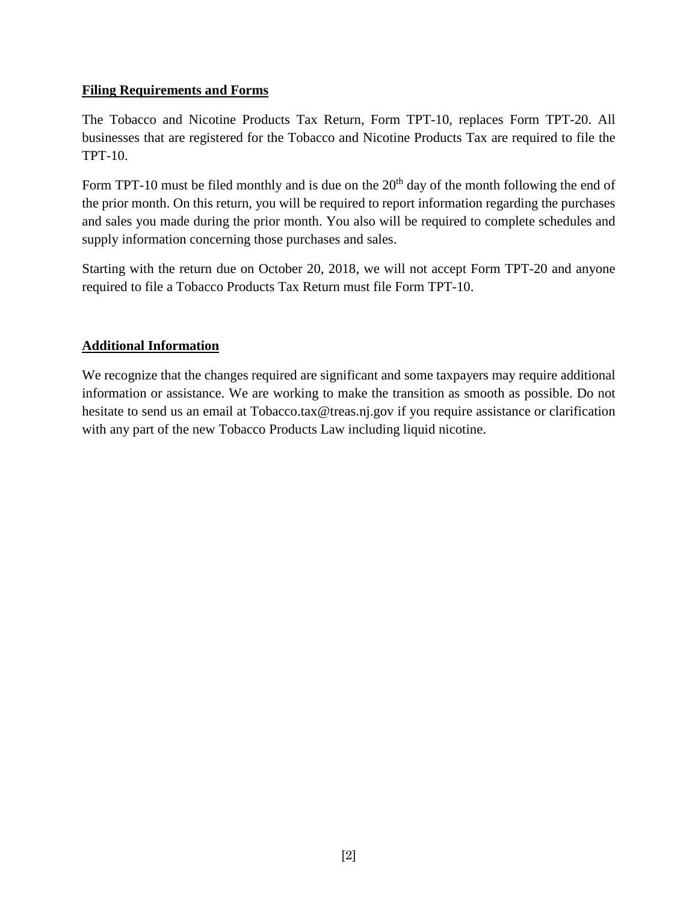## Filing Requirements and Forms

The Tobacco and Nicotine Products Tax Return, Form TPT-10, replaces Form TPT-20. All businesses that are registered for the Tobacco and Nicotine Products Tax are required to file the TPT-10.

Form TPT-10 must be filed monthly and is due on the 20th day of the month following the end of the prior month. On this return, you will be required to report information regarding the purchases and sales you made during the prior month. You also will be required to complete schedules and supply information concerning those purchases and sales.

Starting with the return due on October 20, 2018, we will not accept Form TPT-20 and anyone required to file a Tobacco Products Tax Return must file Form TPT-10.

## Additional Information

We recognize that the changes required are significant and some taxpayers may require additional information or assistance. We are working to make the transition as smooth as possible. Do not hesitate to send us an email at Tobacco.tax@treas.nj.gov if you require assistance or clarification with any part of the new Tobacco Products Law including liquid nicotine.